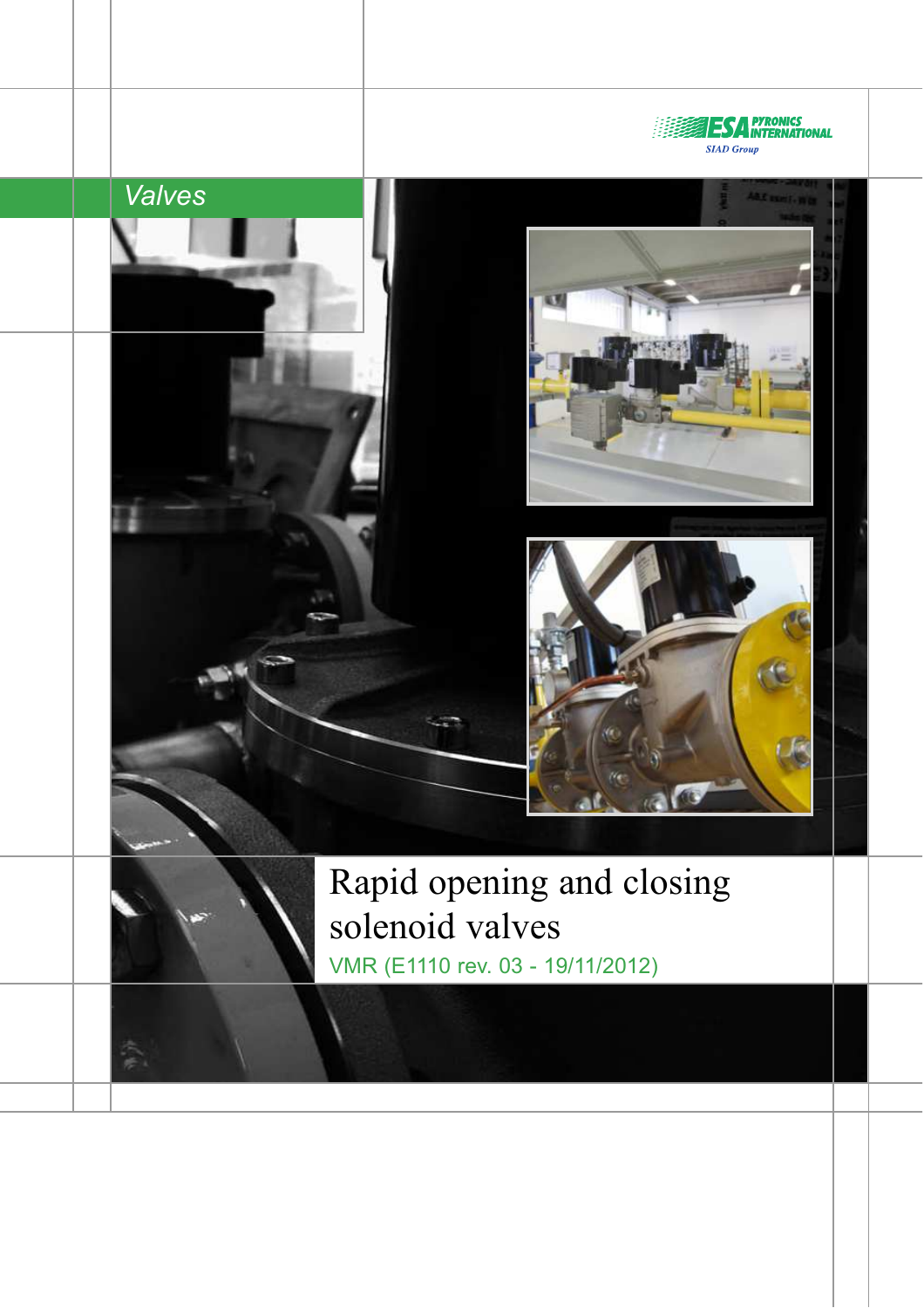ESA PYRONICS INTERNATIONAL
SIAD Group

*Valves*

# Rapid opening and closing solenoid valves

VMR (E1110 rev. 03 - 19/11/2012)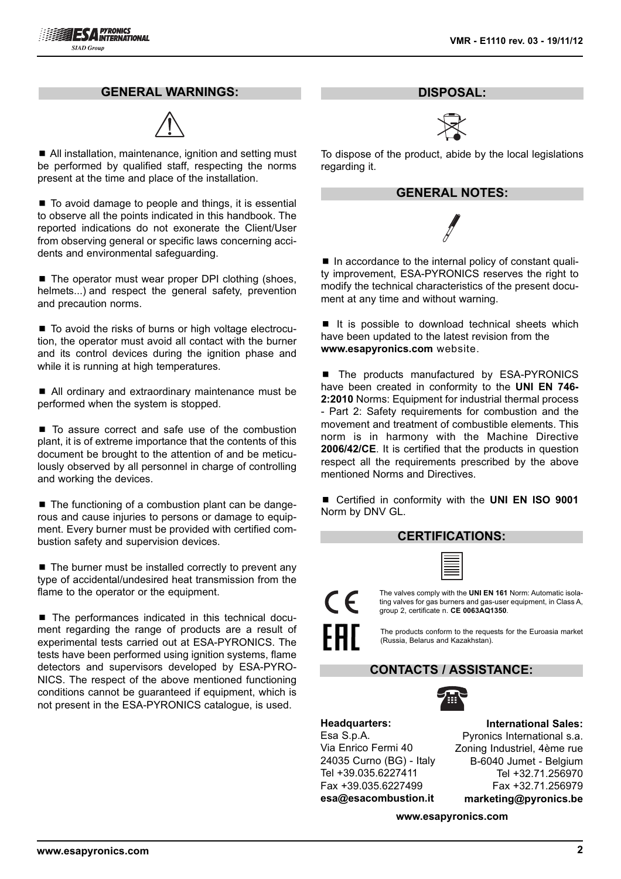## GENERAL WARNINGS:

- All installation, maintenance, ignition and setting must be performed by qualified staff, respecting the norms present at the time and place of the installation.

- To avoid damage to people and things, it is essential to observe all the points indicated in this handbook. The reported indications do not exonerate the Client/User from observing general or specific laws concerning accidents and environmental safeguarding.

- The operator must wear proper DPI clothing (shoes, helmets...) and respect the general safety, prevention and precaution norms.

- To avoid the risks of burns or high voltage electrocution, the operator must avoid all contact with the burner and its control devices during the ignition phase and while it is running at high temperatures.

- All ordinary and extraordinary maintenance must be performed when the system is stopped.

- To assure correct and safe use of the combustion plant, it is of extreme importance that the contents of this document be brought to the attention of and be meticulously observed by all personnel in charge of controlling and working the devices.

- The functioning of a combustion plant can be dangerous and cause injuries to persons or damage to equipment. Every burner must be provided with certified combustion safety and supervision devices.

- The burner must be installed correctly to prevent any type of accidental/undesired heat transmission from the flame to the operator or the equipment.

- The performances indicated in this technical document regarding the range of products are a result of experimental tests carried out at ESA-PYRONICS. The tests have been performed using ignition systems, flame detectors and supervisors developed by ESA-PYRONICS. The respect of the above mentioned functioning conditions cannot be guaranteed if equipment, which is not present in the ESA-PYRONICS catalogue, is used.

## DISPOSAL:

To dispose of the product, abide by the local legislations regarding it.

## GENERAL NOTES:

- In accordance to the internal policy of constant quality improvement, ESA-PYRONICS reserves the right to modify the technical characteristics of the present document at any time and without warning.

- It is possible to download technical sheets which have been updated to the latest revision from the **www.esapyronics.com** website.

- The products manufactured by ESA-PYRONICS have been created in conformity to the **UNI EN 746-2:2010** Norms: Equipment for industrial thermal process - Part 2: Safety requirements for combustion and the movement and treatment of combustible elements. This norm is in harmony with the Machine Directive **2006/42/CE**. It is certified that the products in question respect all the requirements prescribed by the above mentioned Norms and Directives.

- Certified in conformity with the **UNI EN ISO 9001** Norm by DNV GL.

## CERTIFICATIONS:

The valves comply with the **UNI EN 161** Norm: Automatic isolating valves for gas burners and gas-user equipment, in Class A, group 2, certificate n. **CE 0063AQ1350**.

The products conform to the requests for the Euroasia market (Russia, Belarus and Kazakhstan).

## CONTACTS / ASSISTANCE:

**Headquarters:**
Esa S.p.A.
Via Enrico Fermi 40
24035 Curno (BG) - Italy
Tel +39.035.6227411
Fax +39.035.6227499
**esa@esacombustion.it**

**International Sales:**
Pyronics International s.a.
Zoning Industriel, 4ème rue
B-6040 Jumet - Belgium
Tel +32.71.256970
Fax +32.71.256979
**marketing@pyronics.be**

**www.esapyronics.com**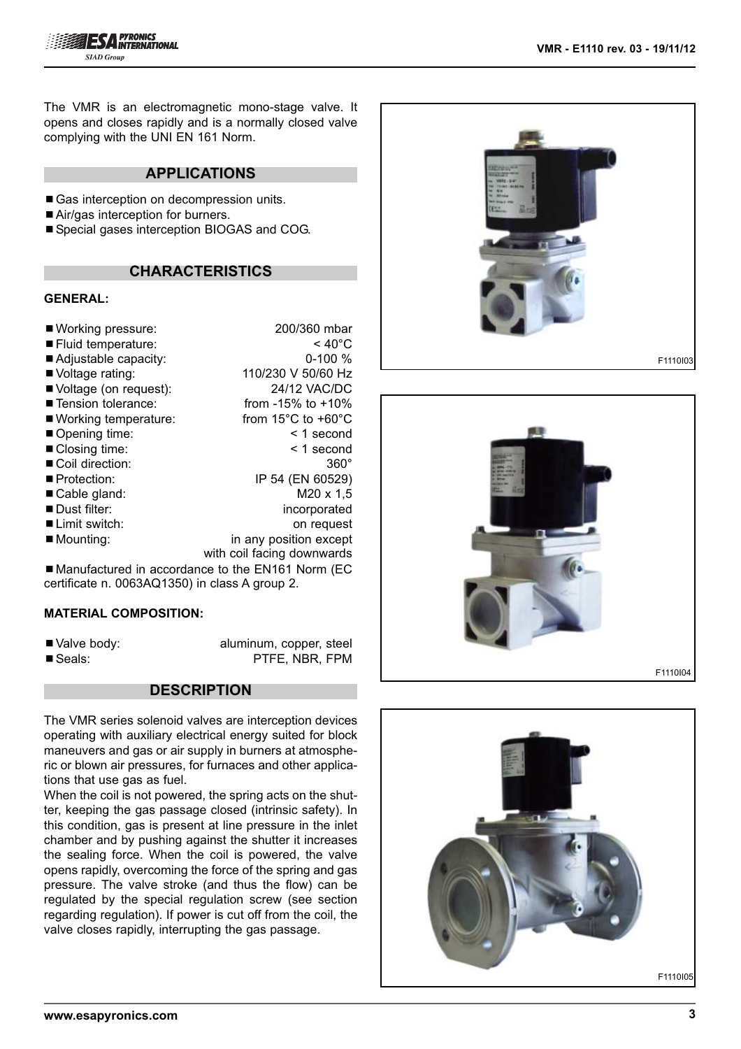The VMR is an electromagnetic mono-stage valve. It opens and closes rapidly and is a normally closed valve complying with the UNI EN 161 Norm.

## APPLICATIONS

- Gas interception on decompression units.
- Air/gas interception for burners.
- Special gases interception BIOGAS and COG.

## CHARACTERISTICS

### GENERAL:

| | |
|---|---|
| Working pressure: | 200/360 mbar |
| Fluid temperature: | < 40°C |
| Adjustable capacity: | 0-100 % |
| Voltage rating: | 110/230 V 50/60 Hz |
| Voltage (on request): | 24/12 VAC/DC |
| Tension tolerance: | from -15% to +10% |
| Working temperature: | from 15°C to +60°C |
| Opening time: | < 1 second |
| Closing time: | < 1 second |
| Coil direction: | 360° |
| Protection: | IP 54 (EN 60529) |
| Cable gland: | M20 x 1,5 |
| Dust filter: | incorporated |
| Limit switch: | on request |
| Mounting: | in any position except with coil facing downwards |

- Manufactured in accordance to the EN161 Norm (EC certificate n. 0063AQ1350) in class A group 2.

### MATERIAL COMPOSITION:

| | |
|---|---|
| Valve body: | aluminum, copper, steel |
| Seals: | PTFE, NBR, FPM |

## DESCRIPTION

The VMR series solenoid valves are interception devices operating with auxiliary electrical energy suited for block maneuvers and gas or air supply in burners at atmospheric or blown air pressures, for furnaces and other applications that use gas as fuel.

When the coil is not powered, the spring acts on the shutter, keeping the gas passage closed (intrinsic safety). In this condition, gas is present at line pressure in the inlet chamber and by pushing against the shutter it increases the sealing force. When the coil is powered, the valve opens rapidly, overcoming the force of the spring and gas pressure. The valve stroke (and thus the flow) can be regulated by the special regulation screw (see section regarding regulation). If power is cut off from the coil, the valve closes rapidly, interrupting the gas passage.

F1110I03

F1110I04

F1110I05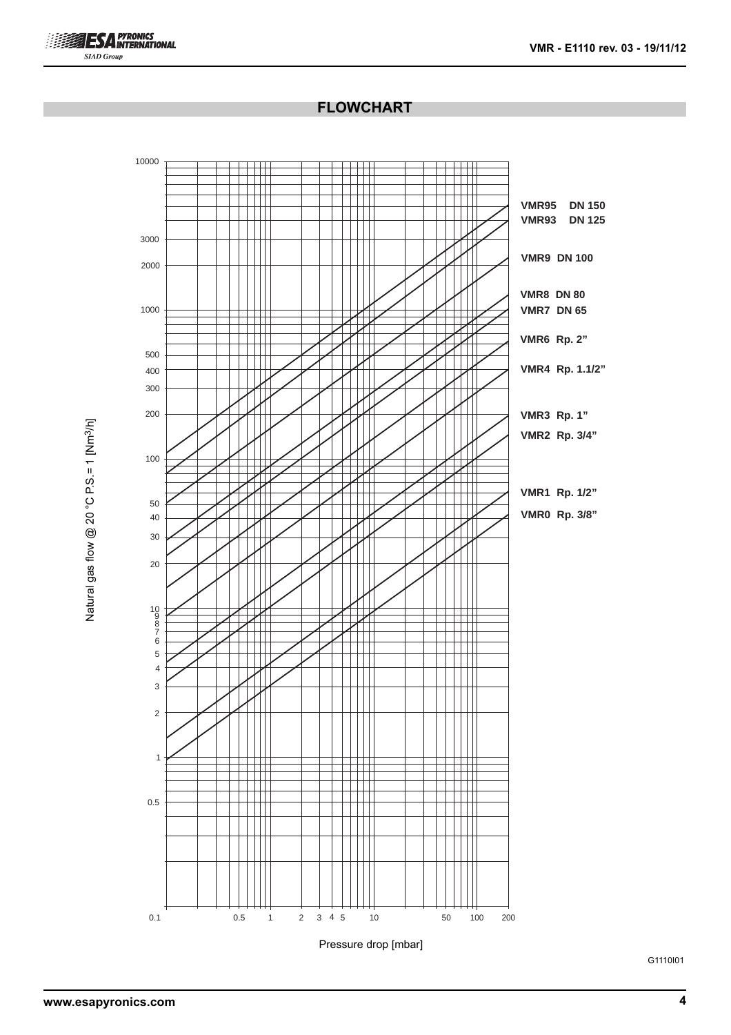## FLOWCHART

Natural gas flow @ 20 °C P.S.= 1 [Nm³/h]

10000
3000
2000
1000
500
400
300
200
100
50
40
30
20
10
9
8
7
6
5
4
3
2
1
0.5

0.1 0.5 1 2 3 4 5 10 50 100 200

Pressure drop [mbar]

**VMR95 DN 150**
**VMR93 DN 125**
**VMR9 DN 100**
**VMR8 DN 80**
**VMR7 DN 65**
**VMR6 Rp. 2”**
**VMR4 Rp. 1.1/2”**
**VMR3 Rp. 1”**
**VMR2 Rp. 3/4”**
**VMR1 Rp. 1/2”**
**VMR0 Rp. 3/8”**

G1110I01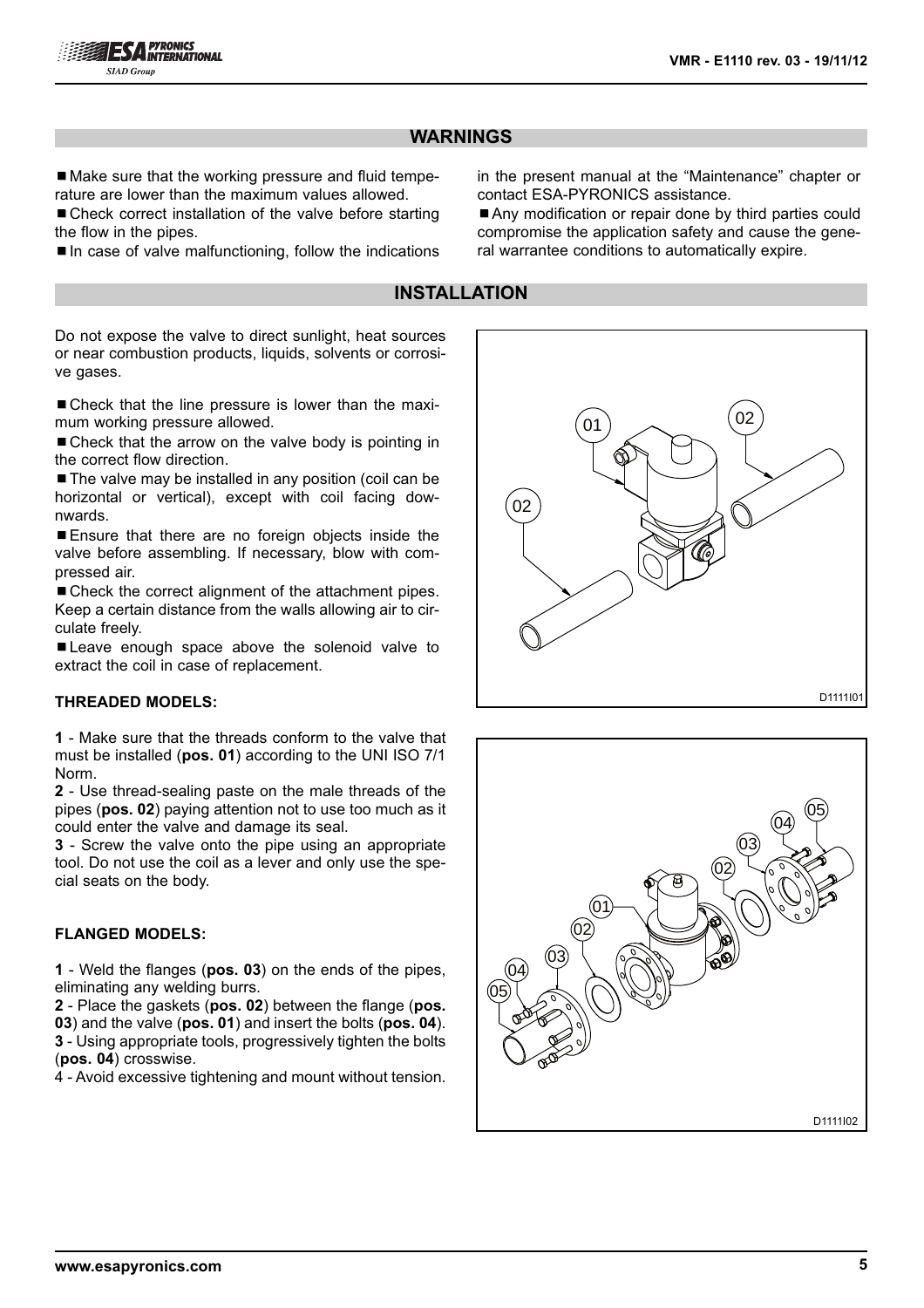## WARNINGS

- Make sure that the working pressure and fluid temperature are lower than the maximum values allowed.
- Check correct installation of the valve before starting the flow in the pipes.
- In case of valve malfunctioning, follow the indications in the present manual at the "Maintenance" chapter or contact ESA-PYRONICS assistance.
- Any modification or repair done by third parties could compromise the application safety and cause the general warrantee conditions to automatically expire.

## INSTALLATION

Do not expose the valve to direct sunlight, heat sources or near combustion products, liquids, solvents or corrosive gases.

- Check that the line pressure is lower than the maximum working pressure allowed.
- Check that the arrow on the valve body is pointing in the correct flow direction.
- The valve may be installed in any position (coil can be horizontal or vertical), except with coil facing downwards.
- Ensure that there are no foreign objects inside the valve before assembling. If necessary, blow with compressed air.
- Check the correct alignment of the attachment pipes. Keep a certain distance from the walls allowing air to circulate freely.
- Leave enough space above the solenoid valve to extract the coil in case of replacement.

### THREADED MODELS:

**1** - Make sure that the threads conform to the valve that must be installed (**pos. 01**) according to the UNI ISO 7/1 Norm.
**2** - Use thread-sealing paste on the male threads of the pipes (**pos. 02**) paying attention not to use too much as it could enter the valve and damage its seal.
**3** - Screw the valve onto the pipe using an appropriate tool. Do not use the coil as a lever and only use the special seats on the body.

### FLANGED MODELS:

**1** - Weld the flanges (**pos. 03**) on the ends of the pipes, eliminating any welding burrs.
**2** - Place the gaskets (**pos. 02**) between the flange (**pos. 03**) and the valve (**pos. 01**) and insert the bolts (**pos. 04**).
**3** - Using appropriate tools, progressively tighten the bolts (**pos. 04**) crosswise.
4 - Avoid excessive tightening and mount without tension.

D1111I01

D1111I02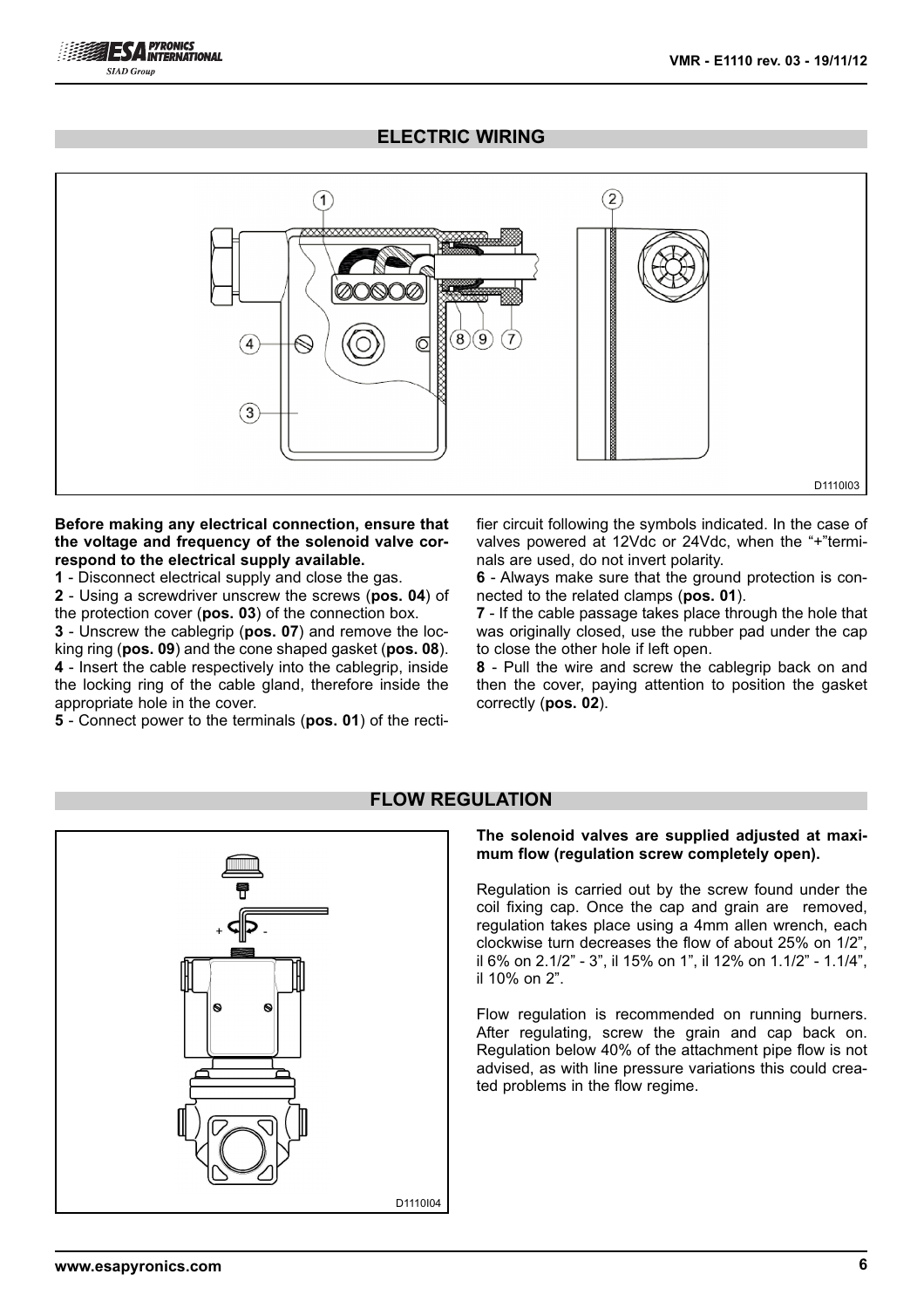## ELECTRIC WIRING

D1110I03

**Before making any electrical connection, ensure that the voltage and frequency of the solenoid valve correspond to the electrical supply available.**

**1** - Disconnect electrical supply and close the gas.

**2** - Using a screwdriver unscrew the screws (**pos. 04**) of the protection cover (**pos. 03**) of the connection box.

**3** - Unscrew the cablegrip (**pos. 07**) and remove the locking ring (**pos. 09**) and the cone shaped gasket (**pos. 08**).

**4** - Insert the cable respectively into the cablegrip, inside the locking ring of the cable gland, therefore inside the appropriate hole in the cover.

**5** - Connect power to the terminals (**pos. 01**) of the rectifier circuit following the symbols indicated. In the case of valves powered at 12Vdc or 24Vdc, when the "+"terminals are used, do not invert polarity.

**6** - Always make sure that the ground protection is connected to the related clamps (**pos. 01**).

**7** - If the cable passage takes place through the hole that was originally closed, use the rubber pad under the cap to close the other hole if left open.

**8** - Pull the wire and screw the cablegrip back on and then the cover, paying attention to position the gasket correctly (**pos. 02**).

## FLOW REGULATION

D1110I04

**The solenoid valves are supplied adjusted at maximum flow (regulation screw completely open).**

Regulation is carried out by the screw found under the coil fixing cap. Once the cap and grain are removed, regulation takes place using a 4mm allen wrench, each clockwise turn decreases the flow of about 25% on 1/2", il 6% on 2.1/2" - 3", il 15% on 1", il 12% on 1.1/2" - 1.1/4", il 10% on 2".

Flow regulation is recommended on running burners. After regulating, screw the grain and cap back on. Regulation below 40% of the attachment pipe flow is not advised, as with line pressure variations this could created problems in the flow regime.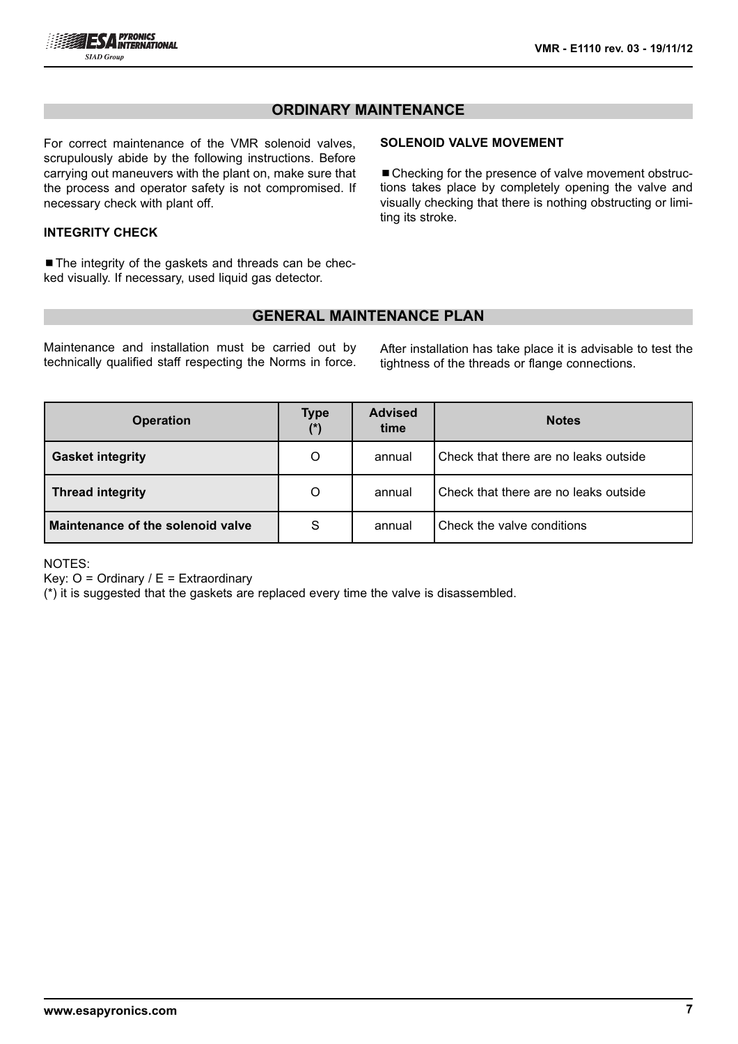## ORDINARY MAINTENANCE

For correct maintenance of the VMR solenoid valves, scrupulously abide by the following instructions. Before carrying out maneuvers with the plant on, make sure that the process and operator safety is not compromised. If necessary check with plant off.

### INTEGRITY CHECK

- The integrity of the gaskets and threads can be checked visually. If necessary, used liquid gas detector.

### SOLENOID VALVE MOVEMENT

- Checking for the presence of valve movement obstructions takes place by completely opening the valve and visually checking that there is nothing obstructing or limiting its stroke.

## GENERAL MAINTENANCE PLAN

Maintenance and installation must be carried out by technically qualified staff respecting the Norms in force.

After installation has take place it is advisable to test the tightness of the threads or flange connections.

| Operation | Type (*) | Advised time | Notes |
|---|---|---|---|
| **Gasket integrity** | O | annual | Check that there are no leaks outside |
| **Thread integrity** | O | annual | Check that there are no leaks outside |
| **Maintenance of the solenoid valve** | S | annual | Check the valve conditions |

NOTES:
Key: O = Ordinary / E = Extraordinary
(*) it is suggested that the gaskets are replaced every time the valve is disassembled.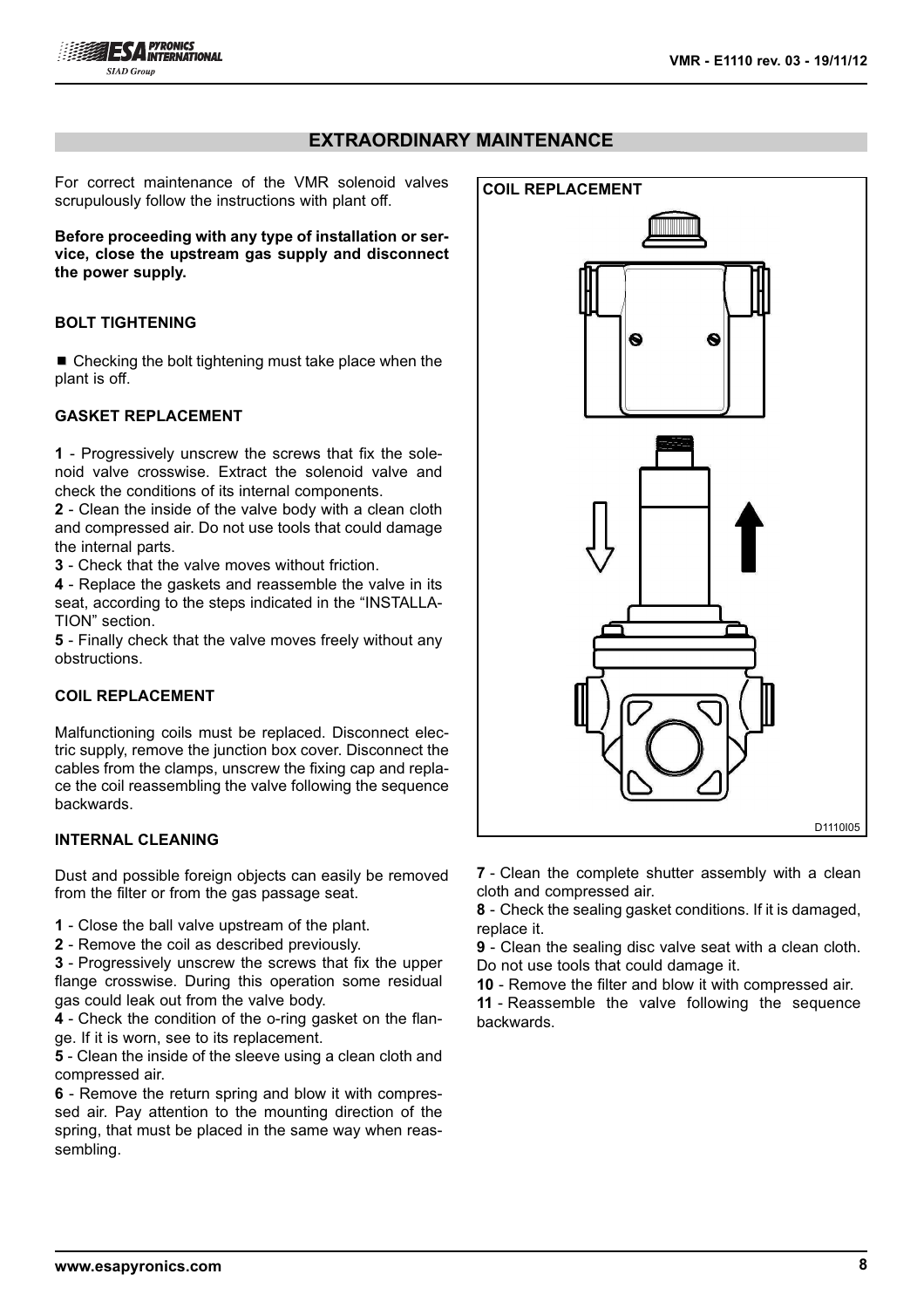## EXTRAORDINARY MAINTENANCE

For correct maintenance of the VMR solenoid valves scrupulously follow the instructions with plant off.

**Before proceeding with any type of installation or service, close the upstream gas supply and disconnect the power supply.**

### BOLT TIGHTENING

■ Checking the bolt tightening must take place when the plant is off.

### GASKET REPLACEMENT

**1** - Progressively unscrew the screws that fix the solenoid valve crosswise. Extract the solenoid valve and check the conditions of its internal components.
**2** - Clean the inside of the valve body with a clean cloth and compressed air. Do not use tools that could damage the internal parts.
**3** - Check that the valve moves without friction.
**4** - Replace the gaskets and reassemble the valve in its seat, according to the steps indicated in the "INSTALLATION" section.
**5** - Finally check that the valve moves freely without any obstructions.

### COIL REPLACEMENT

Malfunctioning coils must be replaced. Disconnect electric supply, remove the junction box cover. Disconnect the cables from the clamps, unscrew the fixing cap and replace the coil reassembling the valve following the sequence backwards.

### INTERNAL CLEANING

Dust and possible foreign objects can easily be removed from the filter or from the gas passage seat.

**1** - Close the ball valve upstream of the plant.
**2** - Remove the coil as described previously.
**3** - Progressively unscrew the screws that fix the upper flange crosswise. During this operation some residual gas could leak out from the valve body.
**4** - Check the condition of the o-ring gasket on the flange. If it is worn, see to its replacement.
**5** - Clean the inside of the sleeve using a clean cloth and compressed air.
**6** - Remove the return spring and blow it with compressed air. Pay attention to the mounting direction of the spring, that must be placed in the same way when reassembling.

COIL REPLACEMENT

D1110I05

**7** - Clean the complete shutter assembly with a clean cloth and compressed air.
**8** - Check the sealing gasket conditions. If it is damaged, replace it.
**9** - Clean the sealing disc valve seat with a clean cloth. Do not use tools that could damage it.
**10** - Remove the filter and blow it with compressed air.
**11** - Reassemble the valve following the sequence backwards.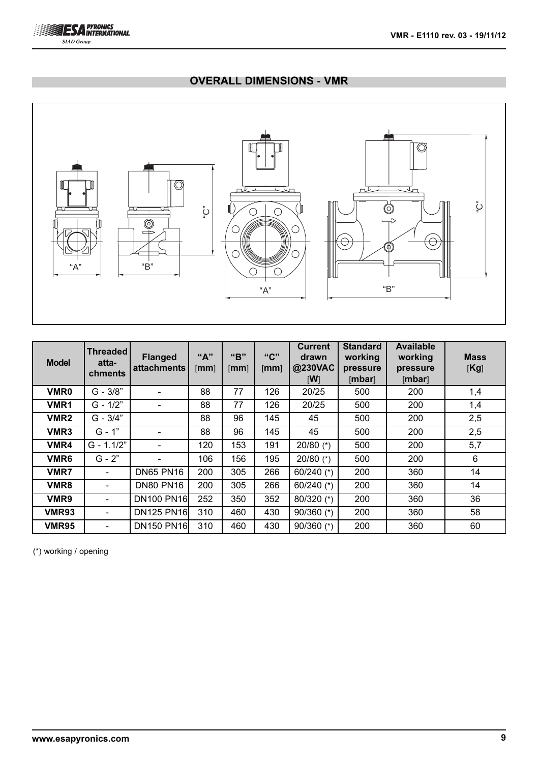## OVERALL DIMENSIONS - VMR

| Model | Threaded atta-chments | Flanged attachments | "A" [mm] | "B" [mm] | "C" [mm] | Current drawn @230VAC [W] | Standard working pressure [mbar] | Available working pressure [mbar] | Mass [Kg] |
|---|---|---|---|---|---|---|---|---|---|
| **VMR0** | G - 3/8" | - | 88 | 77 | 126 | 20/25 | 500 | 200 | 1,4 |
| **VMR1** | G - 1/2" | - | 88 | 77 | 126 | 20/25 | 500 | 200 | 1,4 |
| **VMR2** | G - 3/4" | | 88 | 96 | 145 | 45 | 500 | 200 | 2,5 |
| **VMR3** | G - 1" | - | 88 | 96 | 145 | 45 | 500 | 200 | 2,5 |
| **VMR4** | G - 1.1/2" | - | 120 | 153 | 191 | 20/80 (*) | 500 | 200 | 5,7 |
| **VMR6** | G - 2" | - | 106 | 156 | 195 | 20/80 (*) | 500 | 200 | 6 |
| **VMR7** | - | DN65 PN16 | 200 | 305 | 266 | 60/240 (*) | 200 | 360 | 14 |
| **VMR8** | - | DN80 PN16 | 200 | 305 | 266 | 60/240 (*) | 200 | 360 | 14 |
| **VMR9** | - | DN100 PN16 | 252 | 350 | 352 | 80/320 (*) | 200 | 360 | 36 |
| **VMR93** | - | DN125 PN16 | 310 | 460 | 430 | 90/360 (*) | 200 | 360 | 58 |
| **VMR95** | - | DN150 PN16 | 310 | 460 | 430 | 90/360 (*) | 200 | 360 | 60 |

(*) working / opening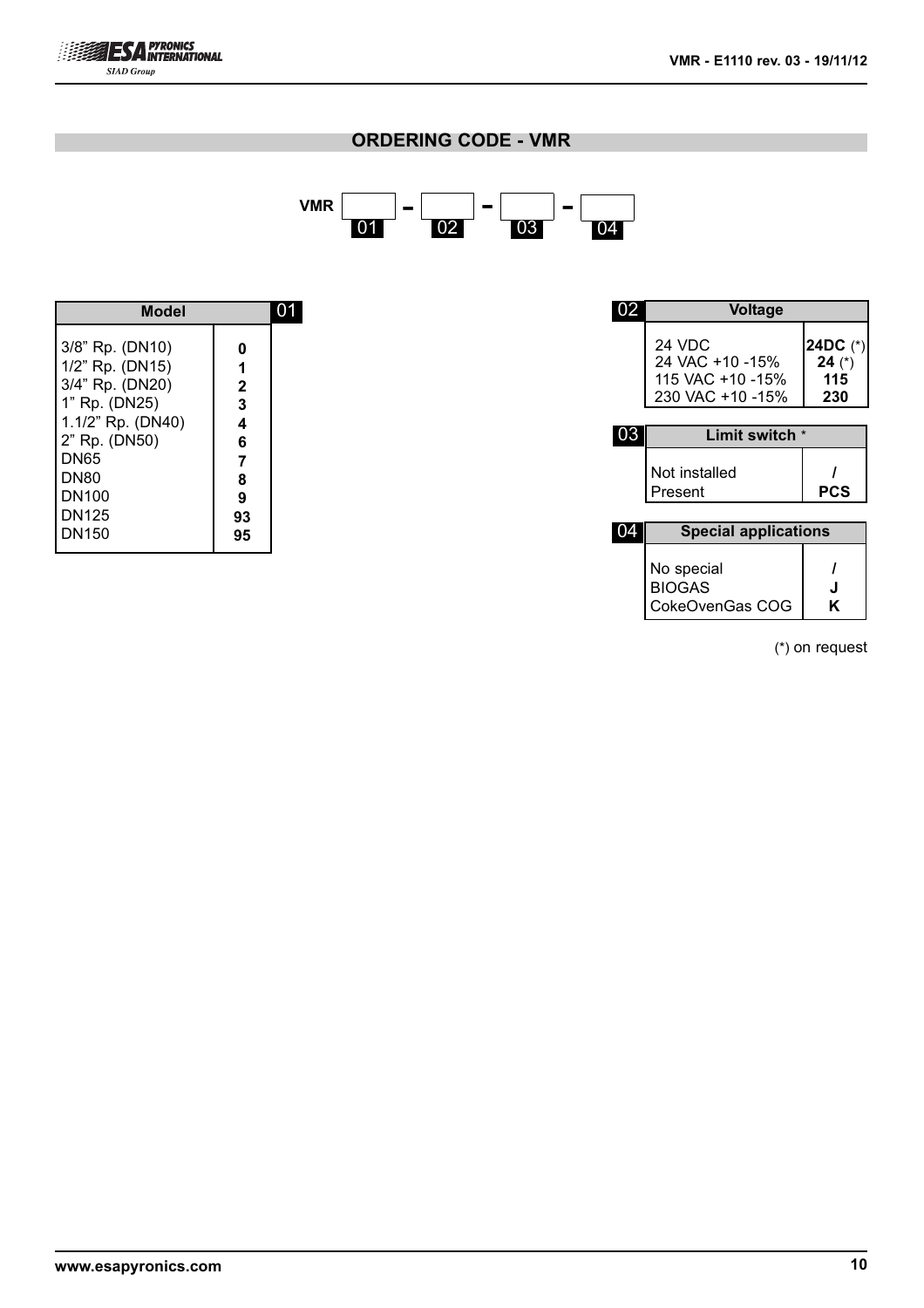## ORDERING CODE - VMR

VMR [ 01 ] - [ 02 ] - [ 03 ] - [ 04 ]

| Model | 01 |
|---|---|
| 3/8" Rp. (DN10) | **0** |
| 1/2" Rp. (DN15) | **1** |
| 3/4" Rp. (DN20) | **2** |
| 1" Rp. (DN25) | **3** |
| 1.1/2" Rp. (DN40) | **4** |
| 2" Rp. (DN50) | **6** |
| DN65 | **7** |
| DN80 | **8** |
| DN100 | **9** |
| DN125 | **93** |
| DN150 | **95** |

| 02 | Voltage |
|---|---|
| 24 VDC | **24DC** (*) |
| 24 VAC +10 -15% | **24** (*) |
| 115 VAC +10 -15% | **115** |
| 230 VAC +10 -15% | **230** |

| 03 | Limit switch * |
|---|---|
| Not installed | **/** |
| Present | **PCS** |

| 04 | Special applications |
|---|---|
| No special | **/** |
| BIOGAS | **J** |
| CokeOvenGas COG | **K** |

(*) on request